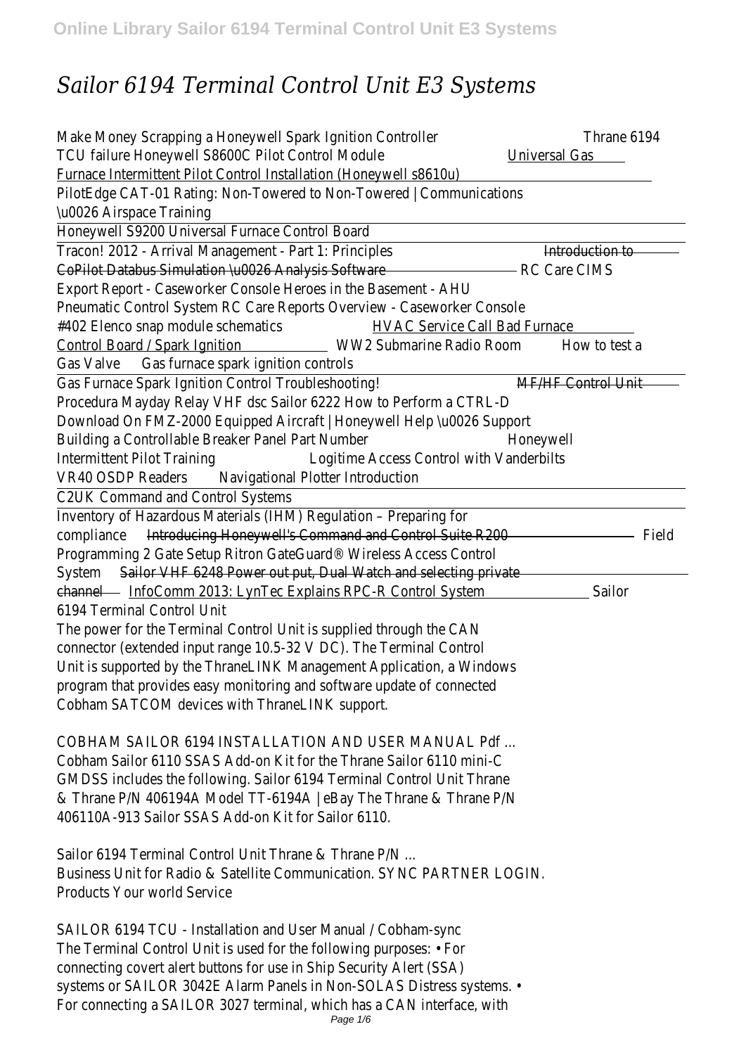# *Sailor 6194 Terminal Control Unit E3 Systems*

Make Money Scrapping a Honeywell Spark Ignition Controller Thrane 6194 TCU failure Honeywell S8600C Pilot Control Module Universal Gas Furnace Intermittent Pilot Control Installation (Honeywell s8610u)

PilotEdge CAT-01 Rating: Non-Towered to Non-Towered | Communications \u0026 Airspace Training

Honeywell S9200 Universal Furnace Control Board

Tracon! 2012 - Arrival Management - Part 1: Principles ~~Introduction to CoPilot Databus Simulation \u0026 Analysis Software~~ RC Care CIMS Export Report - Caseworker Console Heroes in the Basement - AHU Pneumatic Control System RC Care Reports Overview - Caseworker Console #402 Elenco snap module schematics HVAC Service Call Bad Furnace Control Board / Spark Ignition WW2 Submarine Radio Room How to test a Gas Valve Gas furnace spark ignition controls

Gas Furnace Spark Ignition Control Troubleshooting! ~~MF/HF Control Unit~~ Procedura Mayday Relay VHF dsc Sailor 6222 How to Perform a CTRL-D Download On FMZ-2000 Equipped Aircraft | Honeywell Help \u0026 Support Building a Controllable Breaker Panel Part Number Honeywell Intermittent Pilot Training Logitime Access Control with Vanderbilts VR40 OSDP Readers Navigational Plotter Introduction

C2UK Command and Control Systems

Inventory of Hazardous Materials (IHM) Regulation – Preparing for compliance ~~Introducing Honeywell's Command and Control Suite R200~~ Field Programming 2 Gate Setup Ritron GateGuard® Wireless Access Control System ~~Sailor VHF 6248 Power out put, Dual Watch and selecting private channel~~ InfoComm 2013: LynTec Explains RPC-R Control System Sailor 6194 Terminal Control Unit

The power for the Terminal Control Unit is supplied through the CAN connector (extended input range 10.5-32 V DC). The Terminal Control Unit is supported by the ThraneLINK Management Application, a Windows program that provides easy monitoring and software update of connected Cobham SATCOM devices with ThraneLINK support.

COBHAM SAILOR 6194 INSTALLATION AND USER MANUAL Pdf ...

Cobham Sailor 6110 SSAS Add-on Kit for the Thrane Sailor 6110 mini-C GMDSS includes the following. Sailor 6194 Terminal Control Unit Thrane & Thrane P/N 406194A Model TT-6194A | eBay The Thrane & Thrane P/N 406110A-913 Sailor SSAS Add-on Kit for Sailor 6110.

Sailor 6194 Terminal Control Unit Thrane & Thrane P/N ...

Business Unit for Radio & Satellite Communication. SYNC PARTNER LOGIN. Products Your world Service

SAILOR 6194 TCU - Installation and User Manual / Cobham-sync

The Terminal Control Unit is used for the following purposes: • For connecting covert alert buttons for use in Ship Security Alert (SSA) systems or SAILOR 3042E Alarm Panels in Non-SOLAS Distress systems. • For connecting a SAILOR 3027 terminal, which has a CAN interface, with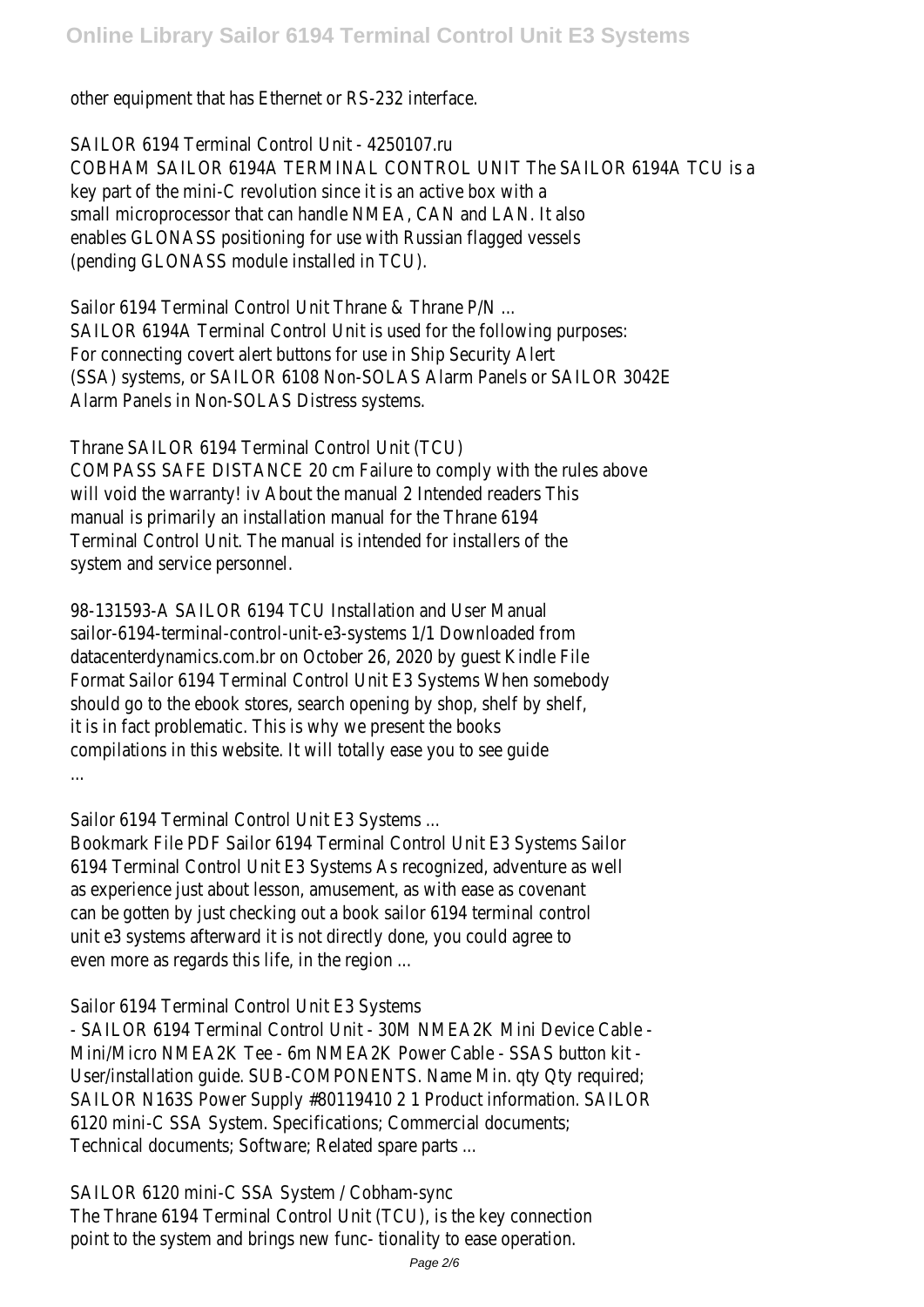other equipment that has Ethernet or RS-232 interface.

SAILOR 6194 Terminal Control Unit - 4250107.ru

COBHAM SAILOR 6194A TERMINAL CONTROL UNIT The SAILOR 6194A TCU is a key part of the mini-C revolution since it is an active box with a small microprocessor that can handle NMEA, CAN and LAN. It also enables GLONASS positioning for use with Russian flagged vessels (pending GLONASS module installed in TCU).

Sailor 6194 Terminal Control Unit Thrane & Thrane P/N ...

SAILOR 6194A Terminal Control Unit is used for the following purposes: For connecting covert alert buttons for use in Ship Security Alert (SSA) systems, or SAILOR 6108 Non-SOLAS Alarm Panels or SAILOR 3042E Alarm Panels in Non-SOLAS Distress systems.

Thrane SAILOR 6194 Terminal Control Unit (TCU)

COMPASS SAFE DISTANCE 20 cm Failure to comply with the rules above will void the warranty! iv About the manual 2 Intended readers This manual is primarily an installation manual for the Thrane 6194 Terminal Control Unit. The manual is intended for installers of the system and service personnel.

98-131593-A SAILOR 6194 TCU Installation and User Manual

sailor-6194-terminal-control-unit-e3-systems 1/1 Downloaded from datacenterdynamics.com.br on October 26, 2020 by guest Kindle File Format Sailor 6194 Terminal Control Unit E3 Systems When somebody should go to the ebook stores, search opening by shop, shelf by shelf, it is in fact problematic. This is why we present the books compilations in this website. It will totally ease you to see guide ...

Sailor 6194 Terminal Control Unit E3 Systems ...

Bookmark File PDF Sailor 6194 Terminal Control Unit E3 Systems Sailor 6194 Terminal Control Unit E3 Systems As recognized, adventure as well as experience just about lesson, amusement, as with ease as covenant can be gotten by just checking out a book sailor 6194 terminal control unit e3 systems afterward it is not directly done, you could agree to even more as regards this life, in the region ...

Sailor 6194 Terminal Control Unit E3 Systems

- SAILOR 6194 Terminal Control Unit - 30M NMEA2K Mini Device Cable - Mini/Micro NMEA2K Tee - 6m NMEA2K Power Cable - SSAS button kit - User/installation guide. SUB-COMPONENTS. Name Min. qty Qty required; SAILOR N163S Power Supply #80119410 2 1 Product information. SAILOR 6120 mini-C SSA System. Specifications; Commercial documents; Technical documents; Software; Related spare parts ...

SAILOR 6120 mini-C SSA System / Cobham-sync

The Thrane 6194 Terminal Control Unit (TCU), is the key connection point to the system and brings new func- tionality to ease operation.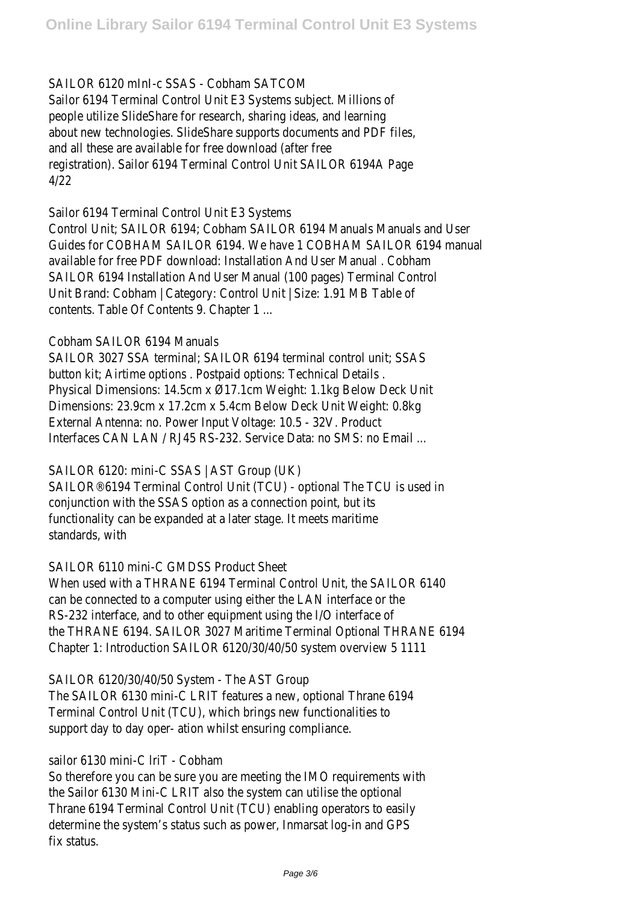SAILOR 6120 mInI-c SSAS - Cobham SATCOM

Sailor 6194 Terminal Control Unit E3 Systems subject. Millions of people utilize SlideShare for research, sharing ideas, and learning about new technologies. SlideShare supports documents and PDF files, and all these are available for free download (after free registration). Sailor 6194 Terminal Control Unit SAILOR 6194A Page 4/22

Sailor 6194 Terminal Control Unit E3 Systems

Control Unit; SAILOR 6194; Cobham SAILOR 6194 Manuals Manuals and User Guides for COBHAM SAILOR 6194. We have 1 COBHAM SAILOR 6194 manual available for free PDF download: Installation And User Manual . Cobham SAILOR 6194 Installation And User Manual (100 pages) Terminal Control Unit Brand: Cobham | Category: Control Unit | Size: 1.91 MB Table of contents. Table Of Contents 9. Chapter 1 ...

Cobham SAILOR 6194 Manuals

SAILOR 3027 SSA terminal; SAILOR 6194 terminal control unit; SSAS button kit; Airtime options . Postpaid options: Technical Details . Physical Dimensions: 14.5cm x Ø17.1cm Weight: 1.1kg Below Deck Unit Dimensions: 23.9cm x 17.2cm x 5.4cm Below Deck Unit Weight: 0.8kg External Antenna: no. Power Input Voltage: 10.5 - 32V. Product Interfaces CAN LAN / RJ45 RS-232. Service Data: no SMS: no Email ...

SAILOR 6120: mini-C SSAS | AST Group (UK)

SAILOR®6194 Terminal Control Unit (TCU) - optional The TCU is used in conjunction with the SSAS option as a connection point, but its functionality can be expanded at a later stage. It meets maritime standards, with

SAILOR 6110 mini-C GMDSS Product Sheet

When used with a THRANE 6194 Terminal Control Unit, the SAILOR 6140 can be connected to a computer using either the LAN interface or the RS-232 interface, and to other equipment using the I/O interface of the THRANE 6194. SAILOR 3027 Maritime Terminal Optional THRANE 6194 Chapter 1: Introduction SAILOR 6120/30/40/50 system overview 5 1111

SAILOR 6120/30/40/50 System - The AST Group

The SAILOR 6130 mini-C LRIT features a new, optional Thrane 6194 Terminal Control Unit (TCU), which brings new functionalities to support day to day oper- ation whilst ensuring compliance.

sailor 6130 mini-C lriT - Cobham

So therefore you can be sure you are meeting the IMO requirements with the Sailor 6130 Mini-C LRIT also the system can utilise the optional Thrane 6194 Terminal Control Unit (TCU) enabling operators to easily determine the system's status such as power, Inmarsat log-in and GPS fix status.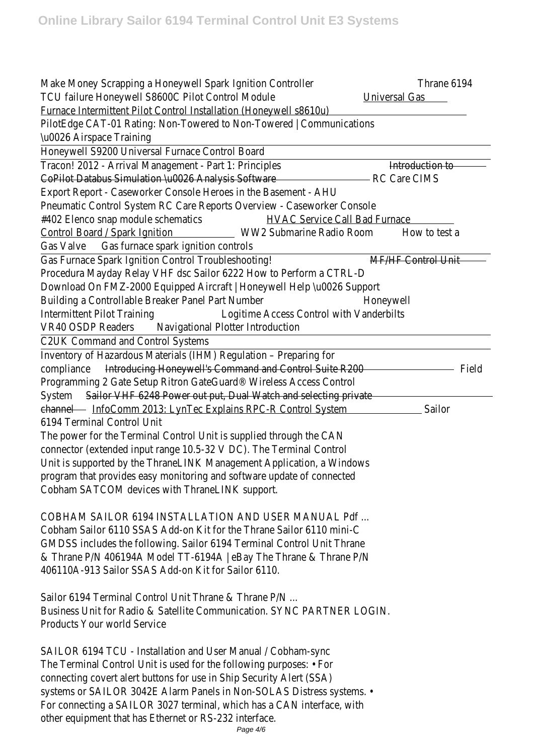Make Money Scrapping a Honeywell Spark Ignition Controller Thrane 6194 TCU failure Honeywell S8600C Pilot Control Module Universal Gas Furnace Intermittent Pilot Control Installation (Honeywell s8610u) PilotEdge CAT-01 Rating: Non-Towered to Non-Towered | Communications \u0026 Airspace Training

Honeywell S9200 Universal Furnace Control Board

Tracon! 2012 - Arrival Management - Part 1: Principles ~~Introduction to CoPilot Databus Simulation \u0026 Analysis Software~~ RC Care CIMS Export Report - Caseworker Console Heroes in the Basement - AHU Pneumatic Control System RC Care Reports Overview - Caseworker Console #402 Elenco snap module schematics HVAC Service Call Bad Furnace Control Board / Spark Ignition WW2 Submarine Radio Room How to test a Gas Valve Gas furnace spark ignition controls

Gas Furnace Spark Ignition Control Troubleshooting! ~~MF/HF Control Unit~~ Procedura Mayday Relay VHF dsc Sailor 6222 How to Perform a CTRL-D Download On FMZ-2000 Equipped Aircraft | Honeywell Help \u0026 Support Building a Controllable Breaker Panel Part Number Honeywell Intermittent Pilot Training Logitime Access Control with Vanderbilts VR40 OSDP Readers Navigational Plotter Introduction

C2UK Command and Control Systems

Inventory of Hazardous Materials (IHM) Regulation – Preparing for compliance ~~Introducing Honeywell's Command and Control Suite R200~~ Field Programming 2 Gate Setup Ritron GateGuard® Wireless Access Control System ~~Sailor VHF 6248 Power out put, Dual Watch and selecting private channel~~ InfoComm 2013: LynTec Explains RPC-R Control System Sailor 6194 Terminal Control Unit

The power for the Terminal Control Unit is supplied through the CAN connector (extended input range 10.5-32 V DC). The Terminal Control Unit is supported by the ThraneLINK Management Application, a Windows program that provides easy monitoring and software update of connected Cobham SATCOM devices with ThraneLINK support.

COBHAM SAILOR 6194 INSTALLATION AND USER MANUAL Pdf ...

Cobham Sailor 6110 SSAS Add-on Kit for the Thrane Sailor 6110 mini-C GMDSS includes the following. Sailor 6194 Terminal Control Unit Thrane & Thrane P/N 406194A Model TT-6194A | eBay The Thrane & Thrane P/N 406110A-913 Sailor SSAS Add-on Kit for Sailor 6110.

Sailor 6194 Terminal Control Unit Thrane & Thrane P/N ...

Business Unit for Radio & Satellite Communication. SYNC PARTNER LOGIN. Products Your world Service

SAILOR 6194 TCU - Installation and User Manual / Cobham-sync

The Terminal Control Unit is used for the following purposes: • For connecting covert alert buttons for use in Ship Security Alert (SSA) systems or SAILOR 3042E Alarm Panels in Non-SOLAS Distress systems. • For connecting a SAILOR 3027 terminal, which has a CAN interface, with other equipment that has Ethernet or RS-232 interface.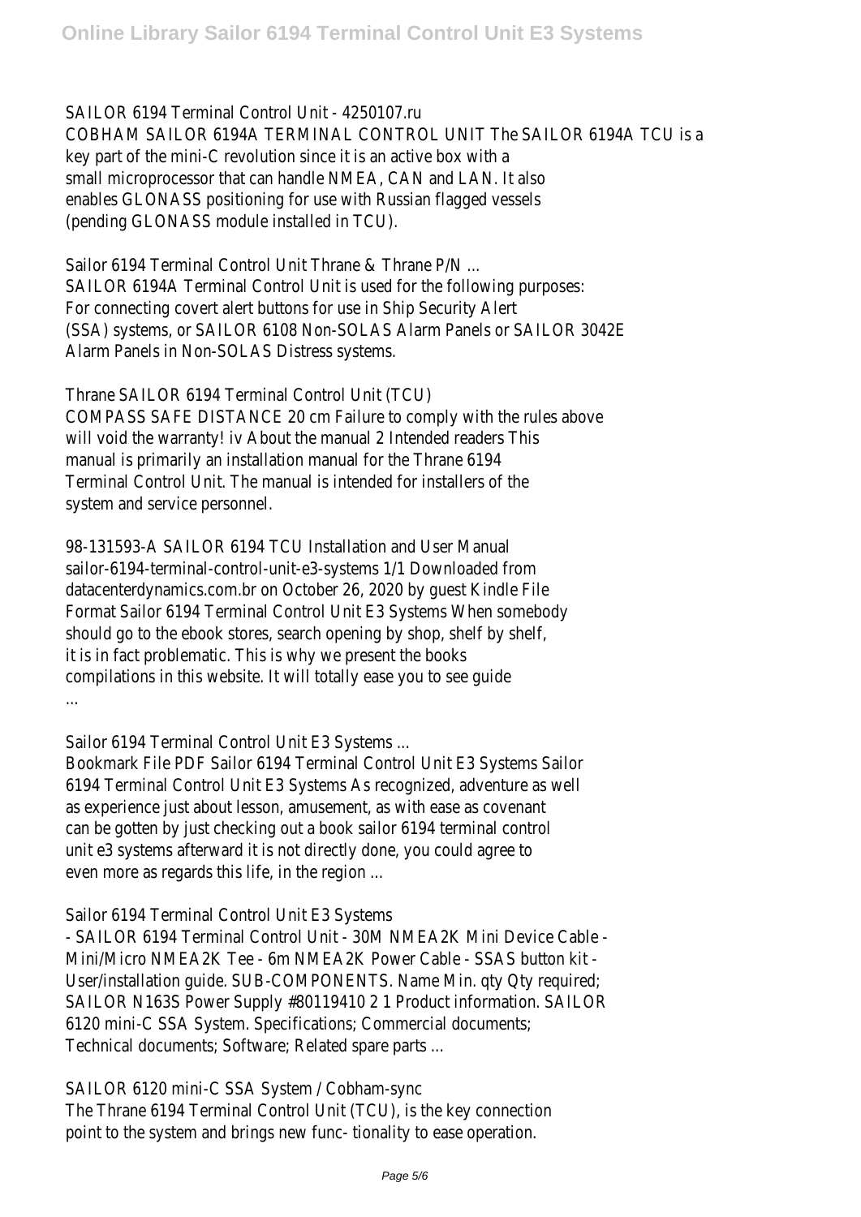SAILOR 6194 Terminal Control Unit - 4250107.ru
COBHAM SAILOR 6194A TERMINAL CONTROL UNIT The SAILOR 6194A TCU is a key part of the mini-C revolution since it is an active box with a small microprocessor that can handle NMEA, CAN and LAN. It also enables GLONASS positioning for use with Russian flagged vessels (pending GLONASS module installed in TCU).

Sailor 6194 Terminal Control Unit Thrane & Thrane P/N ...
SAILOR 6194A Terminal Control Unit is used for the following purposes: For connecting covert alert buttons for use in Ship Security Alert (SSA) systems, or SAILOR 6108 Non-SOLAS Alarm Panels or SAILOR 3042E Alarm Panels in Non-SOLAS Distress systems.

Thrane SAILOR 6194 Terminal Control Unit (TCU)
COMPASS SAFE DISTANCE 20 cm Failure to comply with the rules above will void the warranty! iv About the manual 2 Intended readers This manual is primarily an installation manual for the Thrane 6194 Terminal Control Unit. The manual is intended for installers of the system and service personnel.

98-131593-A SAILOR 6194 TCU Installation and User Manual
sailor-6194-terminal-control-unit-e3-systems 1/1 Downloaded from datacenterdynamics.com.br on October 26, 2020 by guest Kindle File Format Sailor 6194 Terminal Control Unit E3 Systems When somebody should go to the ebook stores, search opening by shop, shelf by shelf, it is in fact problematic. This is why we present the books compilations in this website. It will totally ease you to see guide ...

Sailor 6194 Terminal Control Unit E3 Systems ...
Bookmark File PDF Sailor 6194 Terminal Control Unit E3 Systems Sailor 6194 Terminal Control Unit E3 Systems As recognized, adventure as well as experience just about lesson, amusement, as with ease as covenant can be gotten by just checking out a book sailor 6194 terminal control unit e3 systems afterward it is not directly done, you could agree to even more as regards this life, in the region ...

Sailor 6194 Terminal Control Unit E3 Systems
- SAILOR 6194 Terminal Control Unit - 30M NMEA2K Mini Device Cable - Mini/Micro NMEA2K Tee - 6m NMEA2K Power Cable - SSAS button kit - User/installation guide. SUB-COMPONENTS. Name Min. qty Qty required; SAILOR N163S Power Supply #80119410 2 1 Product information. SAILOR 6120 mini-C SSA System. Specifications; Commercial documents; Technical documents; Software; Related spare parts ...

SAILOR 6120 mini-C SSA System / Cobham-sync
The Thrane 6194 Terminal Control Unit (TCU), is the key connection point to the system and brings new func- tionality to ease operation.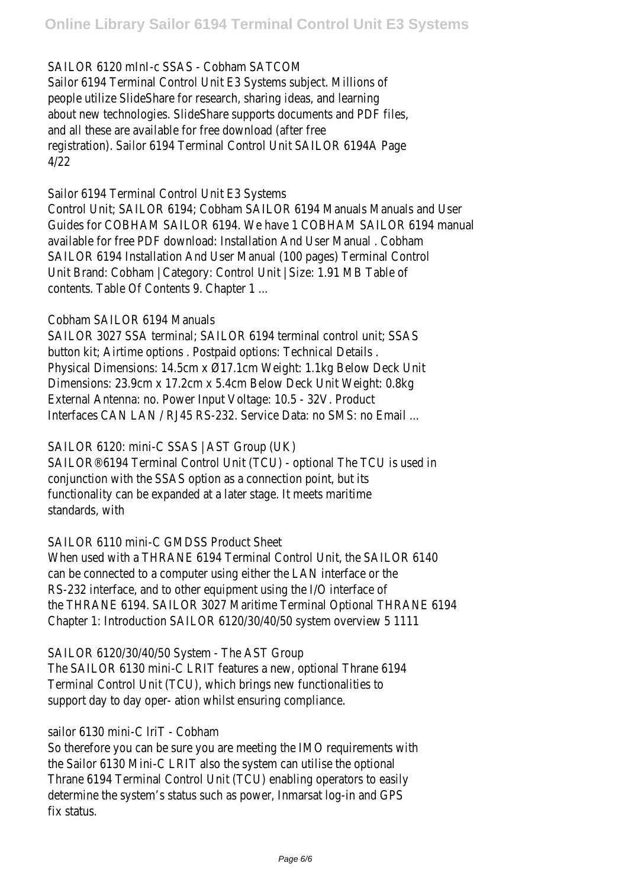SAILOR 6120 mInI-c SSAS - Cobham SATCOM

Sailor 6194 Terminal Control Unit E3 Systems subject. Millions of people utilize SlideShare for research, sharing ideas, and learning about new technologies. SlideShare supports documents and PDF files, and all these are available for free download (after free registration). Sailor 6194 Terminal Control Unit SAILOR 6194A Page 4/22

Sailor 6194 Terminal Control Unit E3 Systems

Control Unit; SAILOR 6194; Cobham SAILOR 6194 Manuals Manuals and User Guides for COBHAM SAILOR 6194. We have 1 COBHAM SAILOR 6194 manual available for free PDF download: Installation And User Manual . Cobham SAILOR 6194 Installation And User Manual (100 pages) Terminal Control Unit Brand: Cobham | Category: Control Unit | Size: 1.91 MB Table of contents. Table Of Contents 9. Chapter 1 ...

Cobham SAILOR 6194 Manuals

SAILOR 3027 SSA terminal; SAILOR 6194 terminal control unit; SSAS button kit; Airtime options . Postpaid options: Technical Details . Physical Dimensions: 14.5cm x Ø17.1cm Weight: 1.1kg Below Deck Unit Dimensions: 23.9cm x 17.2cm x 5.4cm Below Deck Unit Weight: 0.8kg External Antenna: no. Power Input Voltage: 10.5 - 32V. Product Interfaces CAN LAN / RJ45 RS-232. Service Data: no SMS: no Email ...

SAILOR 6120: mini-C SSAS | AST Group (UK)

SAILOR®6194 Terminal Control Unit (TCU) - optional The TCU is used in conjunction with the SSAS option as a connection point, but its functionality can be expanded at a later stage. It meets maritime standards, with

SAILOR 6110 mini-C GMDSS Product Sheet

When used with a THRANE 6194 Terminal Control Unit, the SAILOR 6140 can be connected to a computer using either the LAN interface or the RS-232 interface, and to other equipment using the I/O interface of the THRANE 6194. SAILOR 3027 Maritime Terminal Optional THRANE 6194 Chapter 1: Introduction SAILOR 6120/30/40/50 system overview 5 1111

SAILOR 6120/30/40/50 System - The AST Group

The SAILOR 6130 mini-C LRIT features a new, optional Thrane 6194 Terminal Control Unit (TCU), which brings new functionalities to support day to day oper- ation whilst ensuring compliance.

sailor 6130 mini-C lriT - Cobham

So therefore you can be sure you are meeting the IMO requirements with the Sailor 6130 Mini-C LRIT also the system can utilise the optional Thrane 6194 Terminal Control Unit (TCU) enabling operators to easily determine the system's status such as power, Inmarsat log-in and GPS fix status.